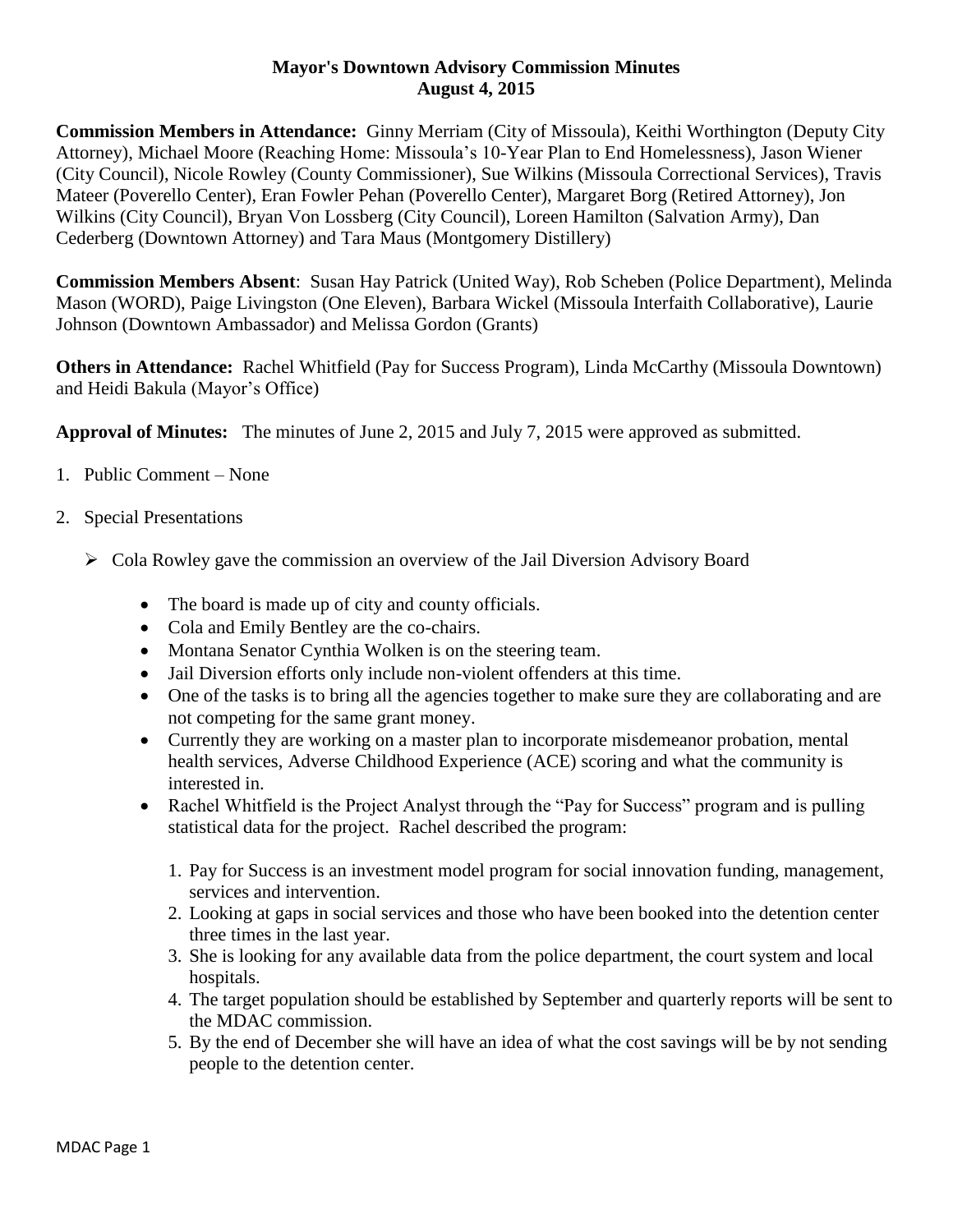**Mayor's Downtown Advisory Commission Minutes**
**August 4, 2015**

**Commission Members in Attendance:** Ginny Merriam (City of Missoula), Keithi Worthington (Deputy City Attorney), Michael Moore (Reaching Home: Missoula's 10-Year Plan to End Homelessness), Jason Wiener (City Council), Nicole Rowley (County Commissioner), Sue Wilkins (Missoula Correctional Services), Travis Mateer (Poverello Center), Eran Fowler Pehan (Poverello Center), Margaret Borg (Retired Attorney), Jon Wilkins (City Council), Bryan Von Lossberg (City Council), Loreen Hamilton (Salvation Army), Dan Cederberg (Downtown Attorney) and Tara Maus (Montgomery Distillery)

**Commission Members Absent**: Susan Hay Patrick (United Way), Rob Scheben (Police Department), Melinda Mason (WORD), Paige Livingston (One Eleven), Barbara Wickel (Missoula Interfaith Collaborative), Laurie Johnson (Downtown Ambassador) and Melissa Gordon (Grants)

**Others in Attendance:** Rachel Whitfield (Pay for Success Program), Linda McCarthy (Missoula Downtown) and Heidi Bakula (Mayor's Office)

**Approval of Minutes:** The minutes of June 2, 2015 and July 7, 2015 were approved as submitted.

1. Public Comment – None
2. Special Presentations
   - Cola Rowley gave the commission an overview of the Jail Diversion Advisory Board
     - The board is made up of city and county officials.
     - Cola and Emily Bentley are the co-chairs.
     - Montana Senator Cynthia Wolken is on the steering team.
     - Jail Diversion efforts only include non-violent offenders at this time.
     - One of the tasks is to bring all the agencies together to make sure they are collaborating and are not competing for the same grant money.
     - Currently they are working on a master plan to incorporate misdemeanor probation, mental health services, Adverse Childhood Experience (ACE) scoring and what the community is interested in.
     - Rachel Whitfield is the Project Analyst through the "Pay for Success" program and is pulling statistical data for the project. Rachel described the program:
       1. Pay for Success is an investment model program for social innovation funding, management, services and intervention.
       2. Looking at gaps in social services and those who have been booked into the detention center three times in the last year.
       3. She is looking for any available data from the police department, the court system and local hospitals.
       4. The target population should be established by September and quarterly reports will be sent to the MDAC commission.
       5. By the end of December she will have an idea of what the cost savings will be by not sending people to the detention center.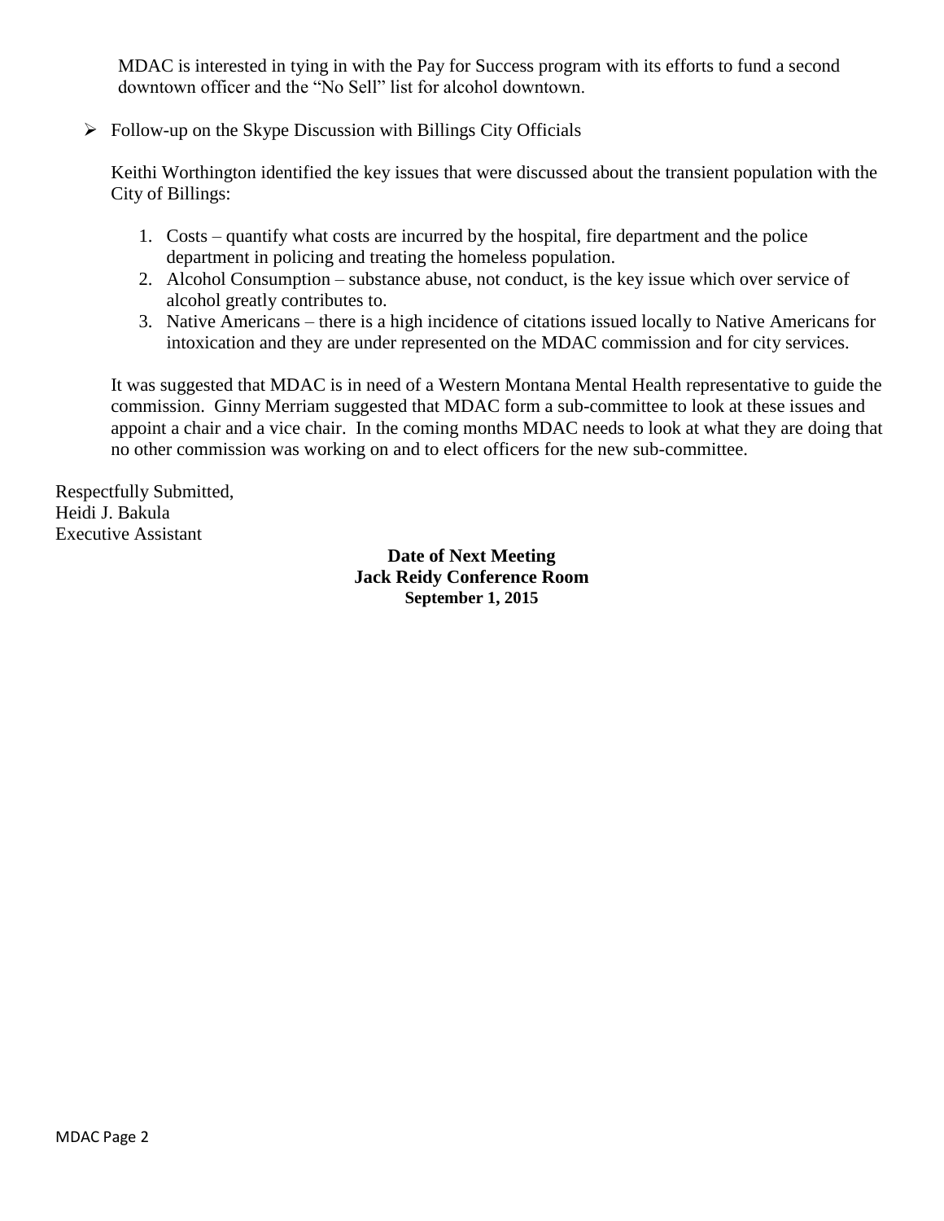MDAC is interested in tying in with the Pay for Success program with its efforts to fund a second downtown officer and the "No Sell" list for alcohol downtown.

- Follow-up on the Skype Discussion with Billings City Officials

  Keithi Worthington identified the key issues that were discussed about the transient population with the City of Billings:

  1. Costs – quantify what costs are incurred by the hospital, fire department and the police department in policing and treating the homeless population.
  2. Alcohol Consumption – substance abuse, not conduct, is the key issue which over service of alcohol greatly contributes to.
  3. Native Americans – there is a high incidence of citations issued locally to Native Americans for intoxication and they are under represented on the MDAC commission and for city services.

  It was suggested that MDAC is in need of a Western Montana Mental Health representative to guide the commission. Ginny Merriam suggested that MDAC form a sub-committee to look at these issues and appoint a chair and a vice chair. In the coming months MDAC needs to look at what they are doing that no other commission was working on and to elect officers for the new sub-committee.

Respectfully Submitted,
Heidi J. Bakula
Executive Assistant

**Date of Next Meeting**
**Jack Reidy Conference Room**
**September 1, 2015**